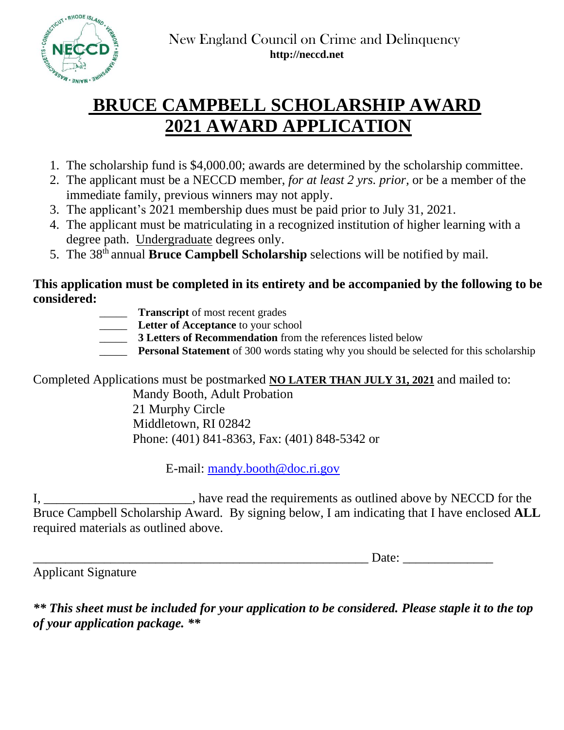New England Council on Crime and Delinquency
**http://neccd.net**

# BRUCE CAMPBELL SCHOLARSHIP AWARD
# 2021 AWARD APPLICATION

1. The scholarship fund is $4,000.00; awards are determined by the scholarship committee.
2. The applicant must be a NECCD member, *for at least 2 yrs. prior*, or be a member of the immediate family, previous winners may not apply.
3. The applicant's 2021 membership dues must be paid prior to July 31, 2021.
4. The applicant must be matriculating in a recognized institution of higher learning with a degree path. Undergraduate degrees only.
5. The 38th annual **Bruce Campbell Scholarship** selections will be notified by mail.

**This application must be completed in its entirety and be accompanied by the following to be considered:**

_____ **Transcript** of most recent grades
_____ **Letter of Acceptance** to your school
_____ **3 Letters of Recommendation** from the references listed below
_____ **Personal Statement** of 300 words stating why you should be selected for this scholarship

Completed Applications must be postmarked **NO LATER THAN JULY 31, 2021** and mailed to:

Mandy Booth, Adult Probation
21 Murphy Circle
Middletown, RI 02842
Phone: (401) 841-8363, Fax: (401) 848-5342 or

E-mail: mandy.booth@doc.ri.gov

I, _______________________, have read the requirements as outlined above by NECCD for the Bruce Campbell Scholarship Award. By signing below, I am indicating that I have enclosed **ALL** required materials as outlined above.

_______________________________________________________ Date: ______________
Applicant Signature

***\*\* This sheet must be included for your application to be considered. Please staple it to the top of your application package. \*\****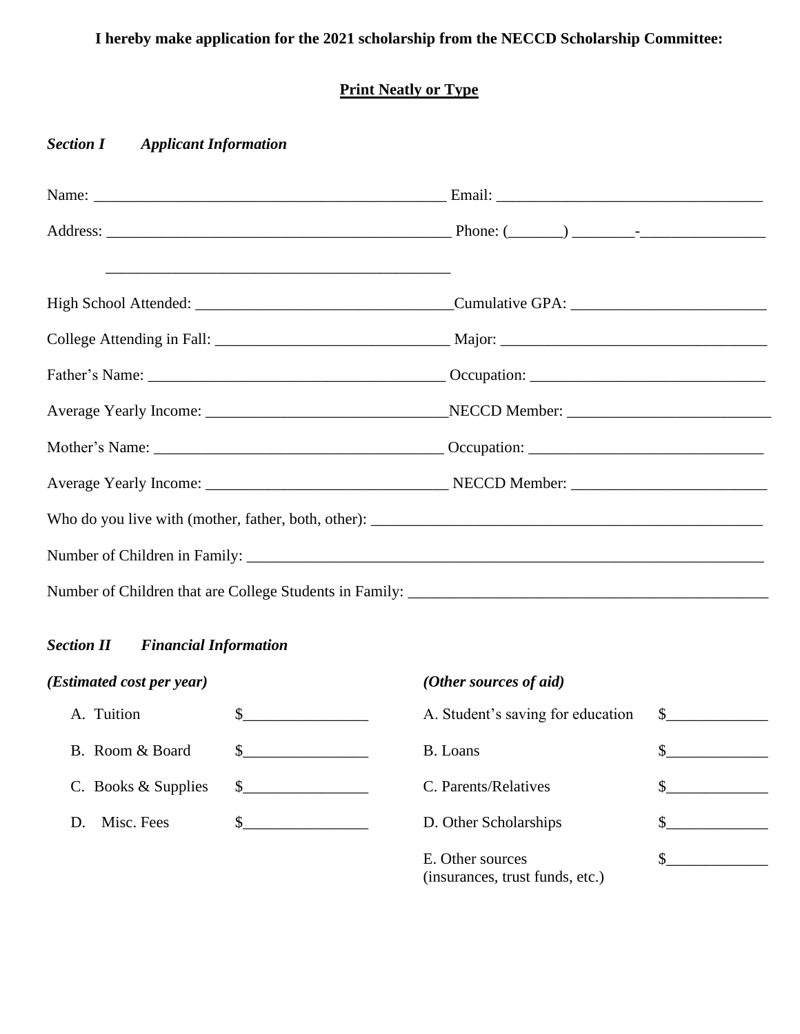**I hereby make application for the 2021 scholarship from the NECCD Scholarship Committee:**

**<u>Print Neatly or Type</u>**

***Section I Applicant Information***

Name: ____________________________________________ Email: _________________________________

Address: __________________________________________ Phone: (_______) ________-________________

____________________________________________

High School Attended: ________________________________Cumulative GPA: _________________________

College Attending in Fall: ______________________________ Major: __________________________________

Father's Name: ______________________________________ Occupation: ______________________________

Average Yearly Income: _______________________________NECCD Member: __________________________

Mother's Name: _____________________________________ Occupation: ______________________________

Average Yearly Income: _______________________________ NECCD Member: _________________________

Who do you live with (mother, father, both, other): ___________________________________________________

Number of Children in Family: ___________________________________________________________________

Number of Children that are College Students in Family: _______________________________________________

***Section II Financial Information***

| *(Estimated cost per year)* | | *(Other sources of aid)* | |
|---|---|---|---|
| A. Tuition | $________________ | A. Student's saving for education | $_____________ |
| B. Room & Board | $________________ | B. Loans | $_____________ |
| C. Books & Supplies | $________________ | C. Parents/Relatives | $_____________ |
| D. Misc. Fees | $________________ | D. Other Scholarships | $_____________ |
| | | E. Other sources (insurances, trust funds, etc.) | $_____________ |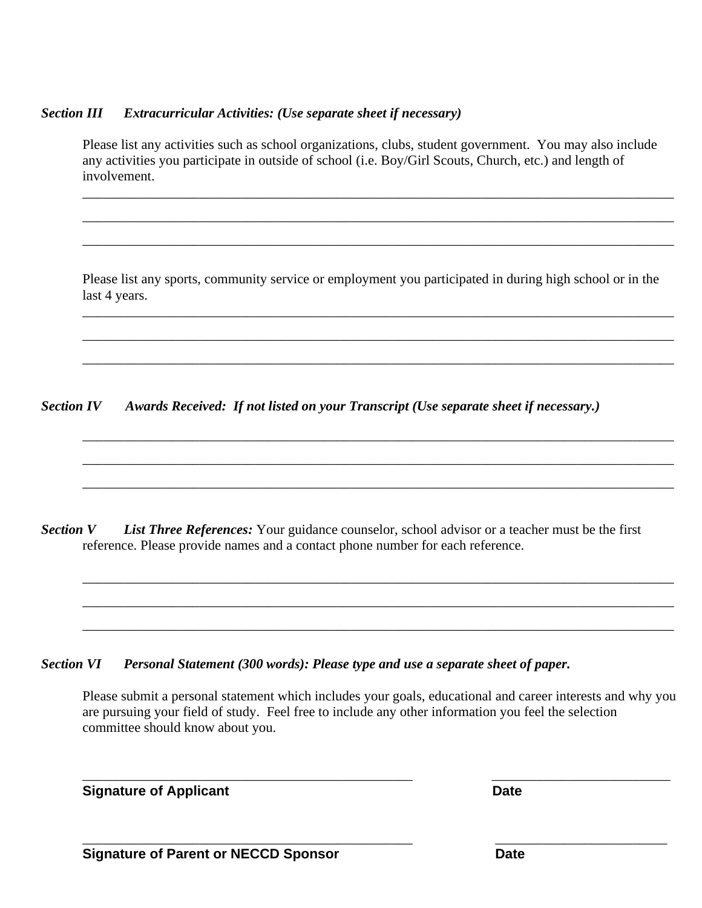***Section III Extracurricular Activities: (Use separate sheet if necessary)***

Please list any activities such as school organizations, clubs, student government. You may also include any activities you participate in outside of school (i.e. Boy/Girl Scouts, Church, etc.) and length of involvement.

_____________________________________________________________________________

_____________________________________________________________________________

_____________________________________________________________________________

Please list any sports, community service or employment you participated in during high school or in the last 4 years.

_____________________________________________________________________________

_____________________________________________________________________________

_____________________________________________________________________________

***Section IV Awards Received: If not listed on your Transcript (Use separate sheet if necessary.)***

_____________________________________________________________________________

_____________________________________________________________________________

_____________________________________________________________________________

***Section V List Three References:*** Your guidance counselor, school advisor or a teacher must be the first reference. Please provide names and a contact phone number for each reference.

_____________________________________________________________________________

_____________________________________________________________________________

_____________________________________________________________________________

***Section VI Personal Statement (300 words): Please type and use a separate sheet of paper.***

Please submit a personal statement which includes your goals, educational and career interests and why you are pursuing your field of study. Feel free to include any other information you feel the selection committee should know about you.

_________________________________________ _______________________

**Signature of Applicant** **Date**

_________________________________________ _______________________

**Signature of Parent or NECCD Sponsor** **Date**